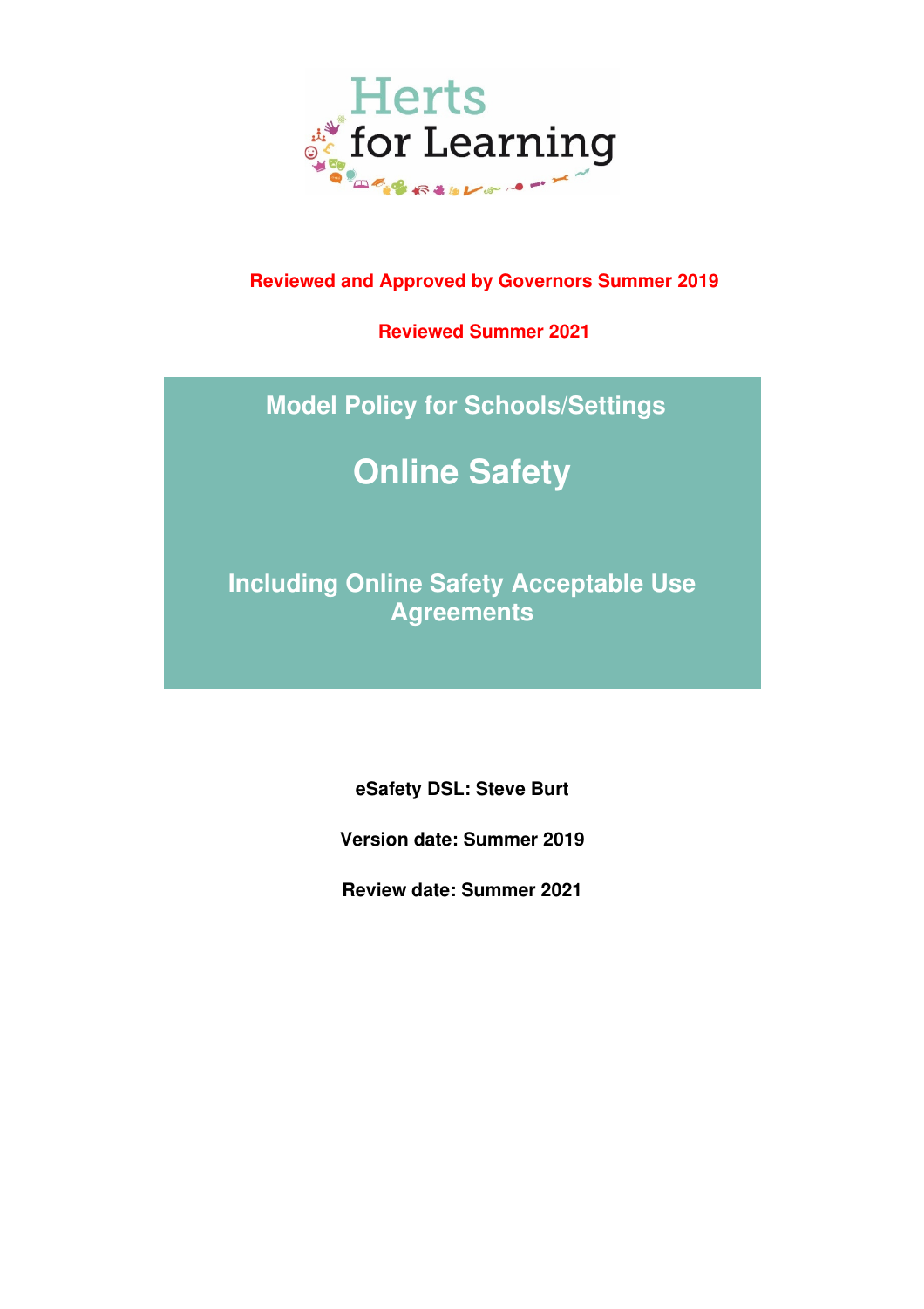Herts for Learning

**Reviewed and Approved by Governors Summer 2019**

**Reviewed Summer 2021**

## Model Policy for Schools/Settings

# Online Safety

## Including Online Safety Acceptable Use Agreements

**eSafety DSL: Steve Burt**

**Version date: Summer 2019**

**Review date: Summer 2021**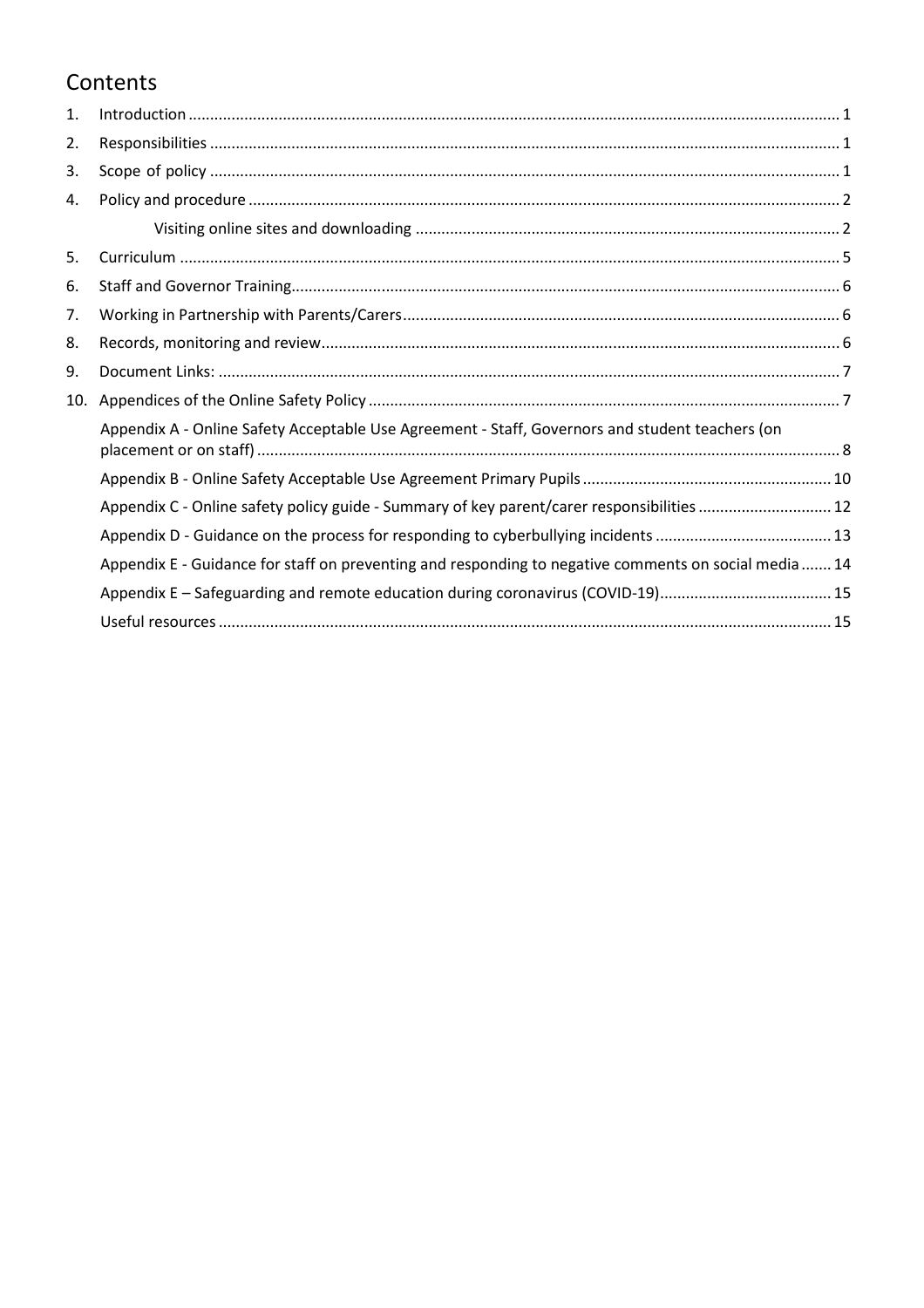## Contents

1. Introduction ..... 1
2. Responsibilities ..... 1
3. Scope of policy ..... 1
4. Policy and procedure ..... 2
   - Visiting online sites and downloading ..... 2
5. Curriculum ..... 5
6. Staff and Governor Training ..... 6
7. Working in Partnership with Parents/Carers ..... 6
8. Records, monitoring and review ..... 6
9. Document Links: ..... 7
10. Appendices of the Online Safety Policy ..... 7
    - Appendix A - Online Safety Acceptable Use Agreement - Staff, Governors and student teachers (on placement or on staff) ..... 8
    - Appendix B - Online Safety Acceptable Use Agreement Primary Pupils ..... 10
    - Appendix C - Online safety policy guide - Summary of key parent/carer responsibilities ..... 12
    - Appendix D - Guidance on the process for responding to cyberbullying incidents ..... 13
    - Appendix E - Guidance for staff on preventing and responding to negative comments on social media ..... 14
    - Appendix E – Safeguarding and remote education during coronavirus (COVID-19) ..... 15
    - Useful resources ..... 15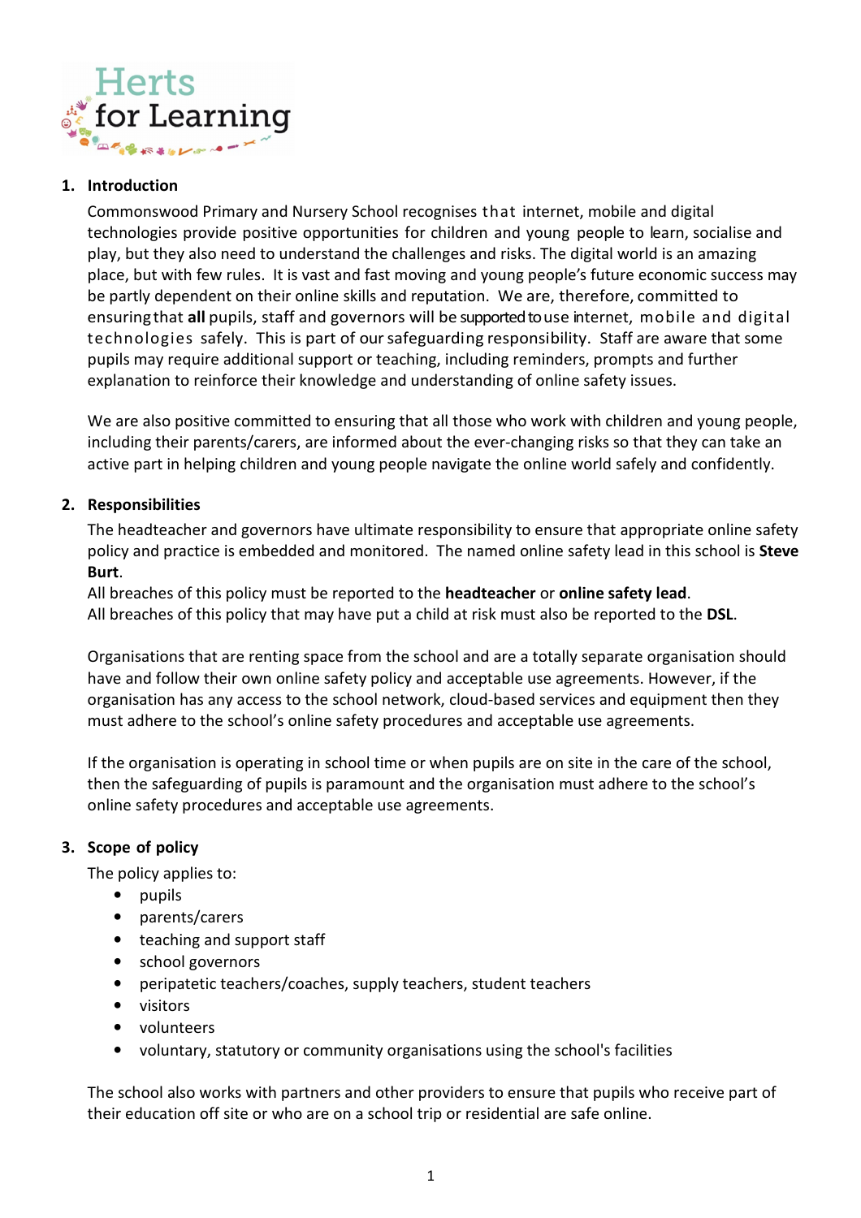## 1. Introduction

Commonswood Primary and Nursery School recognises that internet, mobile and digital technologies provide positive opportunities for children and young people to learn, socialise and play, but they also need to understand the challenges and risks. The digital world is an amazing place, but with few rules. It is vast and fast moving and young people's future economic success may be partly dependent on their online skills and reputation. We are, therefore, committed to ensuring that **all** pupils, staff and governors will be supported to use internet, mobile and digital technologies safely. This is part of our safeguarding responsibility. Staff are aware that some pupils may require additional support or teaching, including reminders, prompts and further explanation to reinforce their knowledge and understanding of online safety issues.

We are also positive committed to ensuring that all those who work with children and young people, including their parents/carers, are informed about the ever-changing risks so that they can take an active part in helping children and young people navigate the online world safely and confidently.

## 2. Responsibilities

The headteacher and governors have ultimate responsibility to ensure that appropriate online safety policy and practice is embedded and monitored. The named online safety lead in this school is **Steve Burt**.
All breaches of this policy must be reported to the **headteacher** or **online safety lead**.
All breaches of this policy that may have put a child at risk must also be reported to the **DSL**.

Organisations that are renting space from the school and are a totally separate organisation should have and follow their own online safety policy and acceptable use agreements. However, if the organisation has any access to the school network, cloud-based services and equipment then they must adhere to the school's online safety procedures and acceptable use agreements.

If the organisation is operating in school time or when pupils are on site in the care of the school, then the safeguarding of pupils is paramount and the organisation must adhere to the school's online safety procedures and acceptable use agreements.

## 3. Scope of policy

The policy applies to:

- pupils
- parents/carers
- teaching and support staff
- school governors
- peripatetic teachers/coaches, supply teachers, student teachers
- visitors
- volunteers
- voluntary, statutory or community organisations using the school's facilities

The school also works with partners and other providers to ensure that pupils who receive part of their education off site or who are on a school trip or residential are safe online.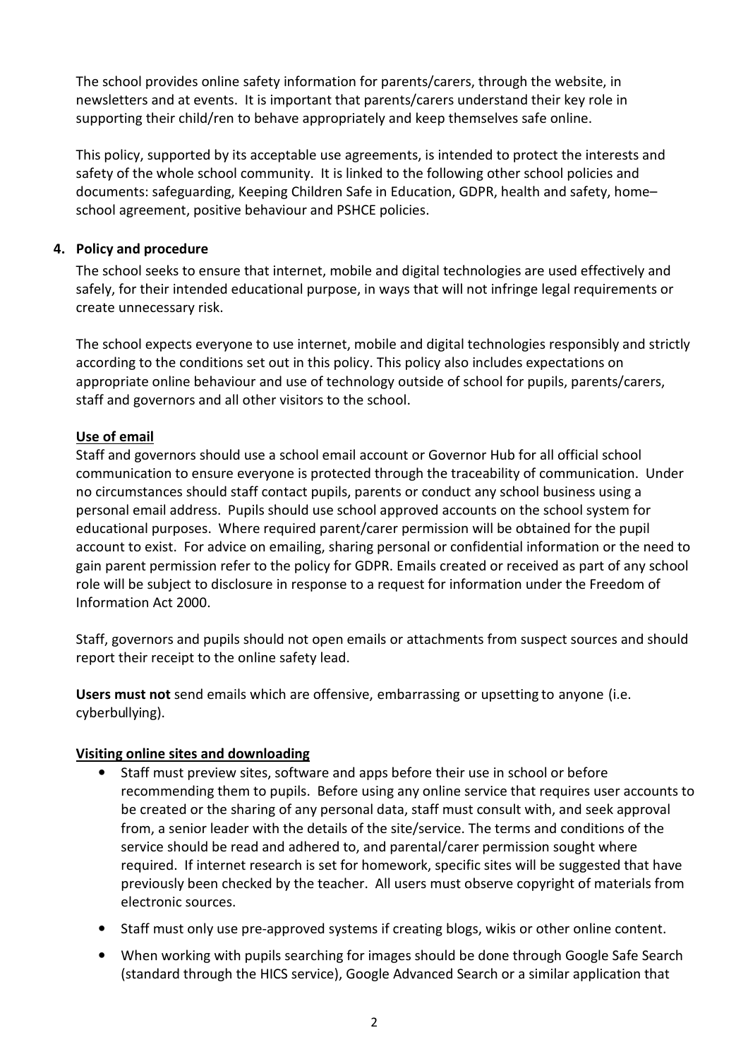The school provides online safety information for parents/carers, through the website, in newsletters and at events. It is important that parents/carers understand their key role in supporting their child/ren to behave appropriately and keep themselves safe online.

This policy, supported by its acceptable use agreements, is intended to protect the interests and safety of the whole school community. It is linked to the following other school policies and documents: safeguarding, Keeping Children Safe in Education, GDPR, health and safety, home–school agreement, positive behaviour and PSHCE policies.

## 4. Policy and procedure

The school seeks to ensure that internet, mobile and digital technologies are used effectively and safely, for their intended educational purpose, in ways that will not infringe legal requirements or create unnecessary risk.

The school expects everyone to use internet, mobile and digital technologies responsibly and strictly according to the conditions set out in this policy. This policy also includes expectations on appropriate online behaviour and use of technology outside of school for pupils, parents/carers, staff and governors and all other visitors to the school.

**Use of email**

Staff and governors should use a school email account or Governor Hub for all official school communication to ensure everyone is protected through the traceability of communication. Under no circumstances should staff contact pupils, parents or conduct any school business using a personal email address. Pupils should use school approved accounts on the school system for educational purposes. Where required parent/carer permission will be obtained for the pupil account to exist. For advice on emailing, sharing personal or confidential information or the need to gain parent permission refer to the policy for GDPR. Emails created or received as part of any school role will be subject to disclosure in response to a request for information under the Freedom of Information Act 2000.

Staff, governors and pupils should not open emails or attachments from suspect sources and should report their receipt to the online safety lead.

**Users must not** send emails which are offensive, embarrassing or upsetting to anyone (i.e. cyberbullying).

**Visiting online sites and downloading**

- Staff must preview sites, software and apps before their use in school or before recommending them to pupils. Before using any online service that requires user accounts to be created or the sharing of any personal data, staff must consult with, and seek approval from, a senior leader with the details of the site/service. The terms and conditions of the service should be read and adhered to, and parental/carer permission sought where required. If internet research is set for homework, specific sites will be suggested that have previously been checked by the teacher. All users must observe copyright of materials from electronic sources.
- Staff must only use pre-approved systems if creating blogs, wikis or other online content.
- When working with pupils searching for images should be done through Google Safe Search (standard through the HICS service), Google Advanced Search or a similar application that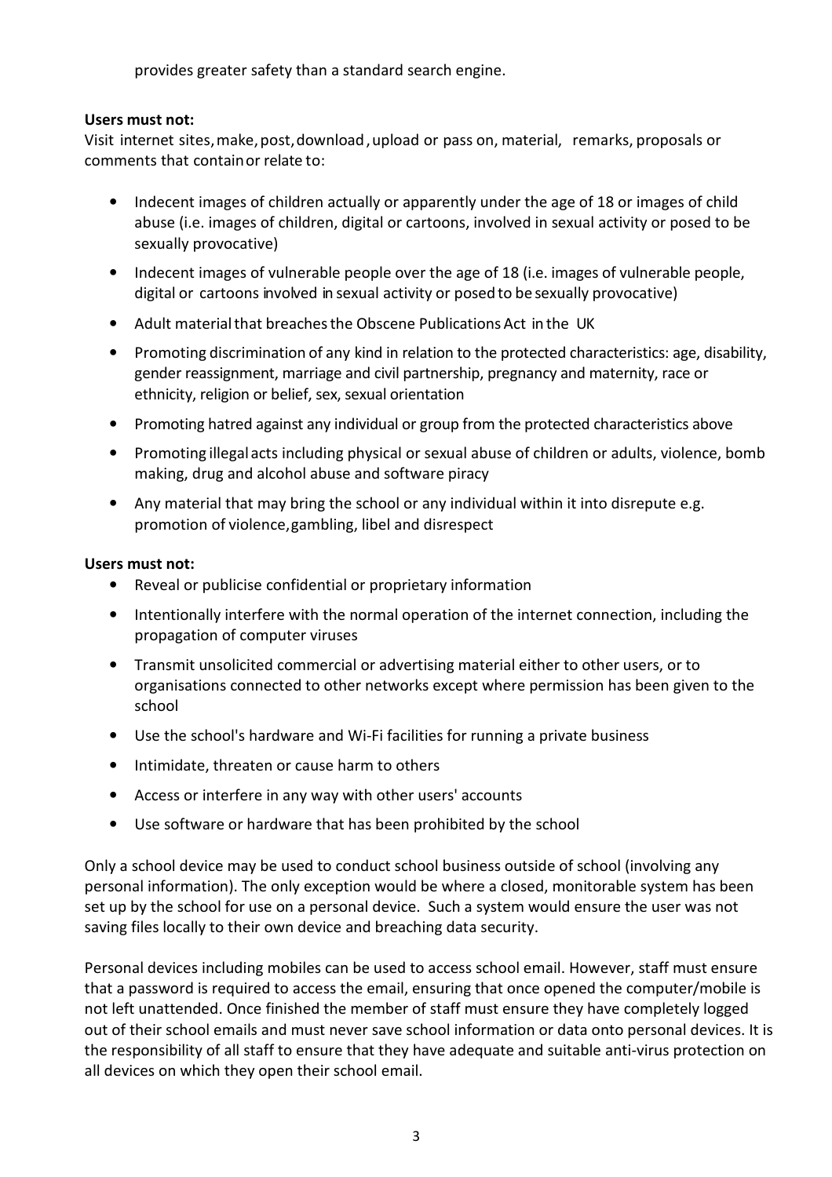provides greater safety than a standard search engine.

**Users must not:**

Visit internet sites, make, post, download, upload or pass on, material, remarks, proposals or comments that contain or relate to:

- Indecent images of children actually or apparently under the age of 18 or images of child abuse (i.e. images of children, digital or cartoons, involved in sexual activity or posed to be sexually provocative)
- Indecent images of vulnerable people over the age of 18 (i.e. images of vulnerable people, digital or cartoons involved in sexual activity or posed to be sexually provocative)
- Adult material that breaches the Obscene Publications Act in the UK
- Promoting discrimination of any kind in relation to the protected characteristics: age, disability, gender reassignment, marriage and civil partnership, pregnancy and maternity, race or ethnicity, religion or belief, sex, sexual orientation
- Promoting hatred against any individual or group from the protected characteristics above
- Promoting illegal acts including physical or sexual abuse of children or adults, violence, bomb making, drug and alcohol abuse and software piracy
- Any material that may bring the school or any individual within it into disrepute e.g. promotion of violence, gambling, libel and disrespect

**Users must not:**

- Reveal or publicise confidential or proprietary information
- Intentionally interfere with the normal operation of the internet connection, including the propagation of computer viruses
- Transmit unsolicited commercial or advertising material either to other users, or to organisations connected to other networks except where permission has been given to the school
- Use the school's hardware and Wi-Fi facilities for running a private business
- Intimidate, threaten or cause harm to others
- Access or interfere in any way with other users' accounts
- Use software or hardware that has been prohibited by the school

Only a school device may be used to conduct school business outside of school (involving any personal information). The only exception would be where a closed, monitorable system has been set up by the school for use on a personal device. Such a system would ensure the user was not saving files locally to their own device and breaching data security.

Personal devices including mobiles can be used to access school email. However, staff must ensure that a password is required to access the email, ensuring that once opened the computer/mobile is not left unattended. Once finished the member of staff must ensure they have completely logged out of their school emails and must never save school information or data onto personal devices. It is the responsibility of all staff to ensure that they have adequate and suitable anti-virus protection on all devices on which they open their school email.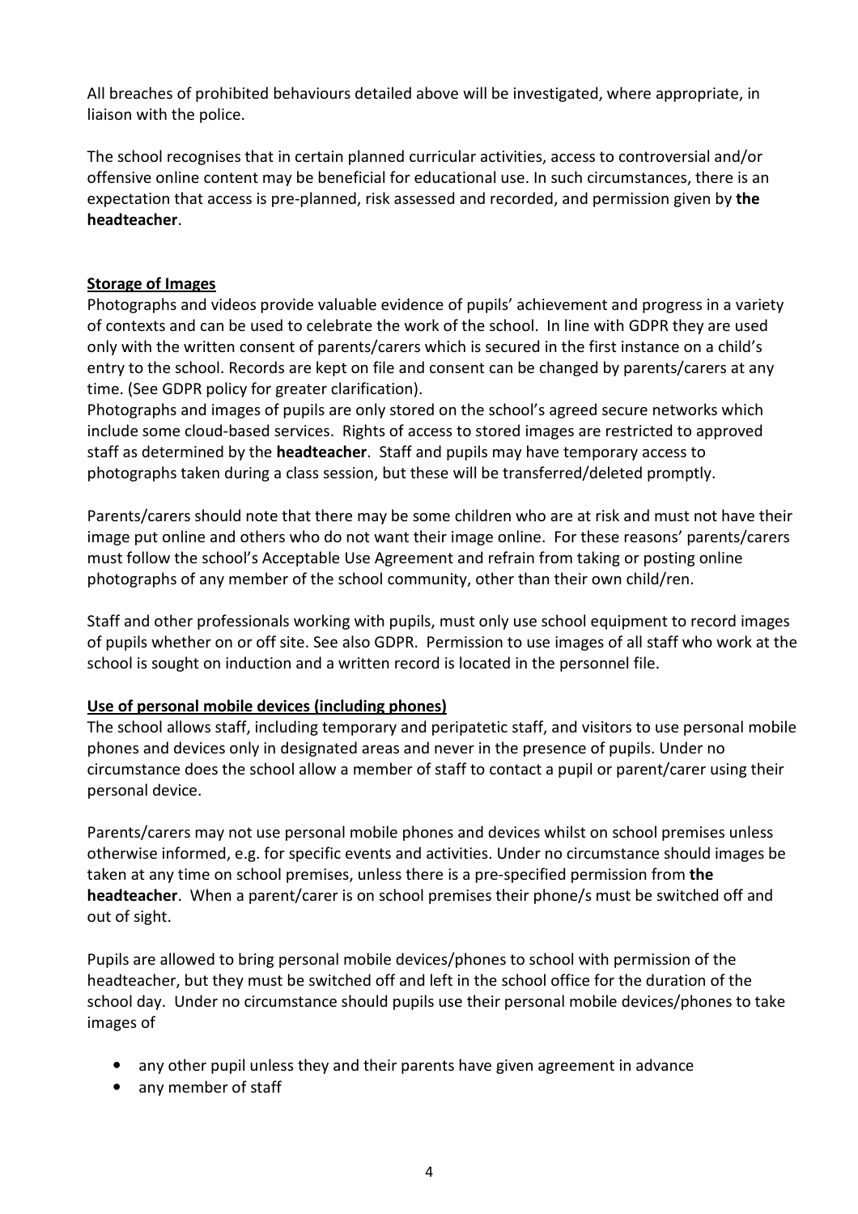All breaches of prohibited behaviours detailed above will be investigated, where appropriate, in liaison with the police.

The school recognises that in certain planned curricular activities, access to controversial and/or offensive online content may be beneficial for educational use. In such circumstances, there is an expectation that access is pre-planned, risk assessed and recorded, and permission given by **the headteacher**.

**Storage of Images**

Photographs and videos provide valuable evidence of pupils' achievement and progress in a variety of contexts and can be used to celebrate the work of the school. In line with GDPR they are used only with the written consent of parents/carers which is secured in the first instance on a child's entry to the school. Records are kept on file and consent can be changed by parents/carers at any time. (See GDPR policy for greater clarification).

Photographs and images of pupils are only stored on the school's agreed secure networks which include some cloud-based services. Rights of access to stored images are restricted to approved staff as determined by the **headteacher**. Staff and pupils may have temporary access to photographs taken during a class session, but these will be transferred/deleted promptly.

Parents/carers should note that there may be some children who are at risk and must not have their image put online and others who do not want their image online. For these reasons' parents/carers must follow the school's Acceptable Use Agreement and refrain from taking or posting online photographs of any member of the school community, other than their own child/ren.

Staff and other professionals working with pupils, must only use school equipment to record images of pupils whether on or off site. See also GDPR. Permission to use images of all staff who work at the school is sought on induction and a written record is located in the personnel file.

**Use of personal mobile devices (including phones)**

The school allows staff, including temporary and peripatetic staff, and visitors to use personal mobile phones and devices only in designated areas and never in the presence of pupils. Under no circumstance does the school allow a member of staff to contact a pupil or parent/carer using their personal device.

Parents/carers may not use personal mobile phones and devices whilst on school premises unless otherwise informed, e.g. for specific events and activities. Under no circumstance should images be taken at any time on school premises, unless there is a pre-specified permission from **the headteacher**. When a parent/carer is on school premises their phone/s must be switched off and out of sight.

Pupils are allowed to bring personal mobile devices/phones to school with permission of the headteacher, but they must be switched off and left in the school office for the duration of the school day. Under no circumstance should pupils use their personal mobile devices/phones to take images of

- any other pupil unless they and their parents have given agreement in advance
- any member of staff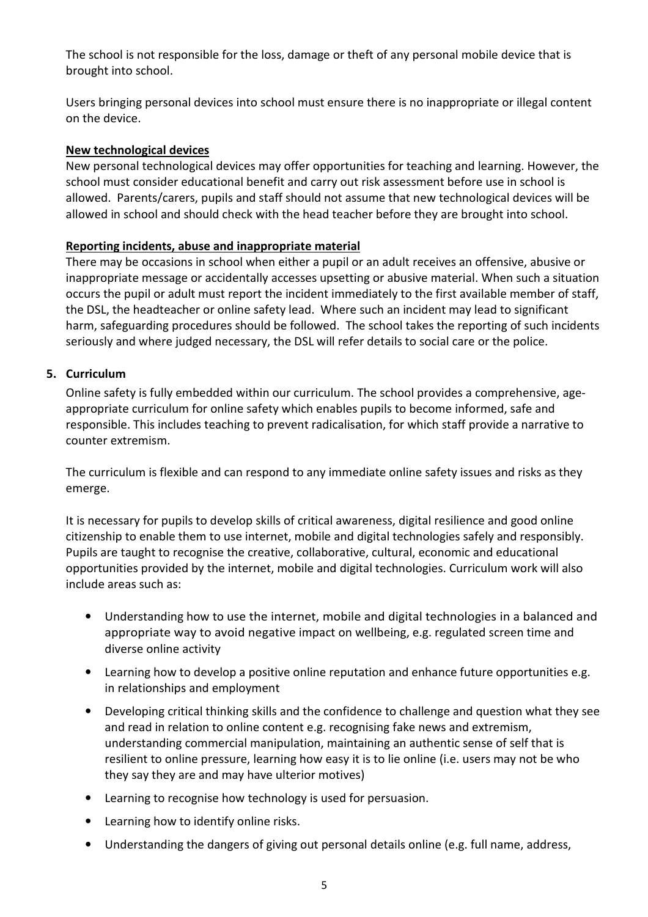The school is not responsible for the loss, damage or theft of any personal mobile device that is brought into school.

Users bringing personal devices into school must ensure there is no inappropriate or illegal content on the device.

**New technological devices**

New personal technological devices may offer opportunities for teaching and learning. However, the school must consider educational benefit and carry out risk assessment before use in school is allowed. Parents/carers, pupils and staff should not assume that new technological devices will be allowed in school and should check with the head teacher before they are brought into school.

**Reporting incidents, abuse and inappropriate material**

There may be occasions in school when either a pupil or an adult receives an offensive, abusive or inappropriate message or accidentally accesses upsetting or abusive material. When such a situation occurs the pupil or adult must report the incident immediately to the first available member of staff, the DSL, the headteacher or online safety lead. Where such an incident may lead to significant harm, safeguarding procedures should be followed. The school takes the reporting of such incidents seriously and where judged necessary, the DSL will refer details to social care or the police.

## 5. Curriculum

Online safety is fully embedded within our curriculum. The school provides a comprehensive, age-appropriate curriculum for online safety which enables pupils to become informed, safe and responsible. This includes teaching to prevent radicalisation, for which staff provide a narrative to counter extremism.

The curriculum is flexible and can respond to any immediate online safety issues and risks as they emerge.

It is necessary for pupils to develop skills of critical awareness, digital resilience and good online citizenship to enable them to use internet, mobile and digital technologies safely and responsibly. Pupils are taught to recognise the creative, collaborative, cultural, economic and educational opportunities provided by the internet, mobile and digital technologies. Curriculum work will also include areas such as:

- Understanding how to use the internet, mobile and digital technologies in a balanced and appropriate way to avoid negative impact on wellbeing, e.g. regulated screen time and diverse online activity
- Learning how to develop a positive online reputation and enhance future opportunities e.g. in relationships and employment
- Developing critical thinking skills and the confidence to challenge and question what they see and read in relation to online content e.g. recognising fake news and extremism, understanding commercial manipulation, maintaining an authentic sense of self that is resilient to online pressure, learning how easy it is to lie online (i.e. users may not be who they say they are and may have ulterior motives)
- Learning to recognise how technology is used for persuasion.
- Learning how to identify online risks.
- Understanding the dangers of giving out personal details online (e.g. full name, address,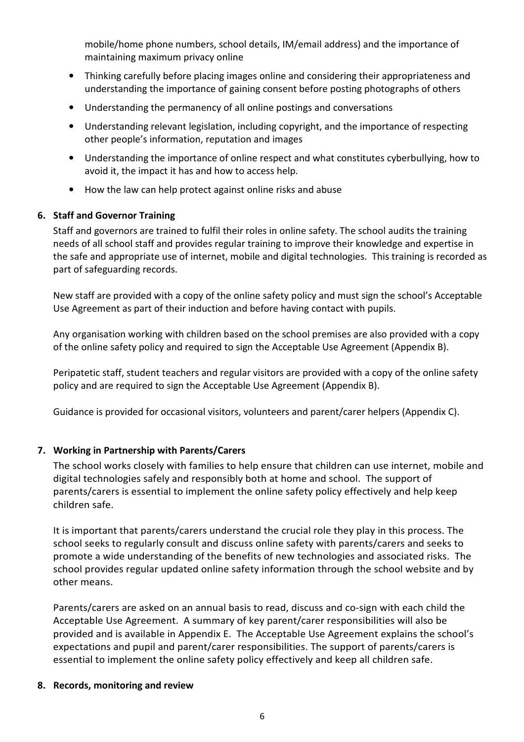mobile/home phone numbers, school details, IM/email address) and the importance of maintaining maximum privacy online

- Thinking carefully before placing images online and considering their appropriateness and understanding the importance of gaining consent before posting photographs of others
- Understanding the permanency of all online postings and conversations
- Understanding relevant legislation, including copyright, and the importance of respecting other people's information, reputation and images
- Understanding the importance of online respect and what constitutes cyberbullying, how to avoid it, the impact it has and how to access help.
- How the law can help protect against online risks and abuse

## 6. Staff and Governor Training

Staff and governors are trained to fulfil their roles in online safety. The school audits the training needs of all school staff and provides regular training to improve their knowledge and expertise in the safe and appropriate use of internet, mobile and digital technologies. This training is recorded as part of safeguarding records.

New staff are provided with a copy of the online safety policy and must sign the school's Acceptable Use Agreement as part of their induction and before having contact with pupils.

Any organisation working with children based on the school premises are also provided with a copy of the online safety policy and required to sign the Acceptable Use Agreement (Appendix B).

Peripatetic staff, student teachers and regular visitors are provided with a copy of the online safety policy and are required to sign the Acceptable Use Agreement (Appendix B).

Guidance is provided for occasional visitors, volunteers and parent/carer helpers (Appendix C).

## 7. Working in Partnership with Parents/Carers

The school works closely with families to help ensure that children can use internet, mobile and digital technologies safely and responsibly both at home and school. The support of parents/carers is essential to implement the online safety policy effectively and help keep children safe.

It is important that parents/carers understand the crucial role they play in this process. The school seeks to regularly consult and discuss online safety with parents/carers and seeks to promote a wide understanding of the benefits of new technologies and associated risks. The school provides regular updated online safety information through the school website and by other means.

Parents/carers are asked on an annual basis to read, discuss and co-sign with each child the Acceptable Use Agreement. A summary of key parent/carer responsibilities will also be provided and is available in Appendix E. The Acceptable Use Agreement explains the school's expectations and pupil and parent/carer responsibilities. The support of parents/carers is essential to implement the online safety policy effectively and keep all children safe.

## 8. Records, monitoring and review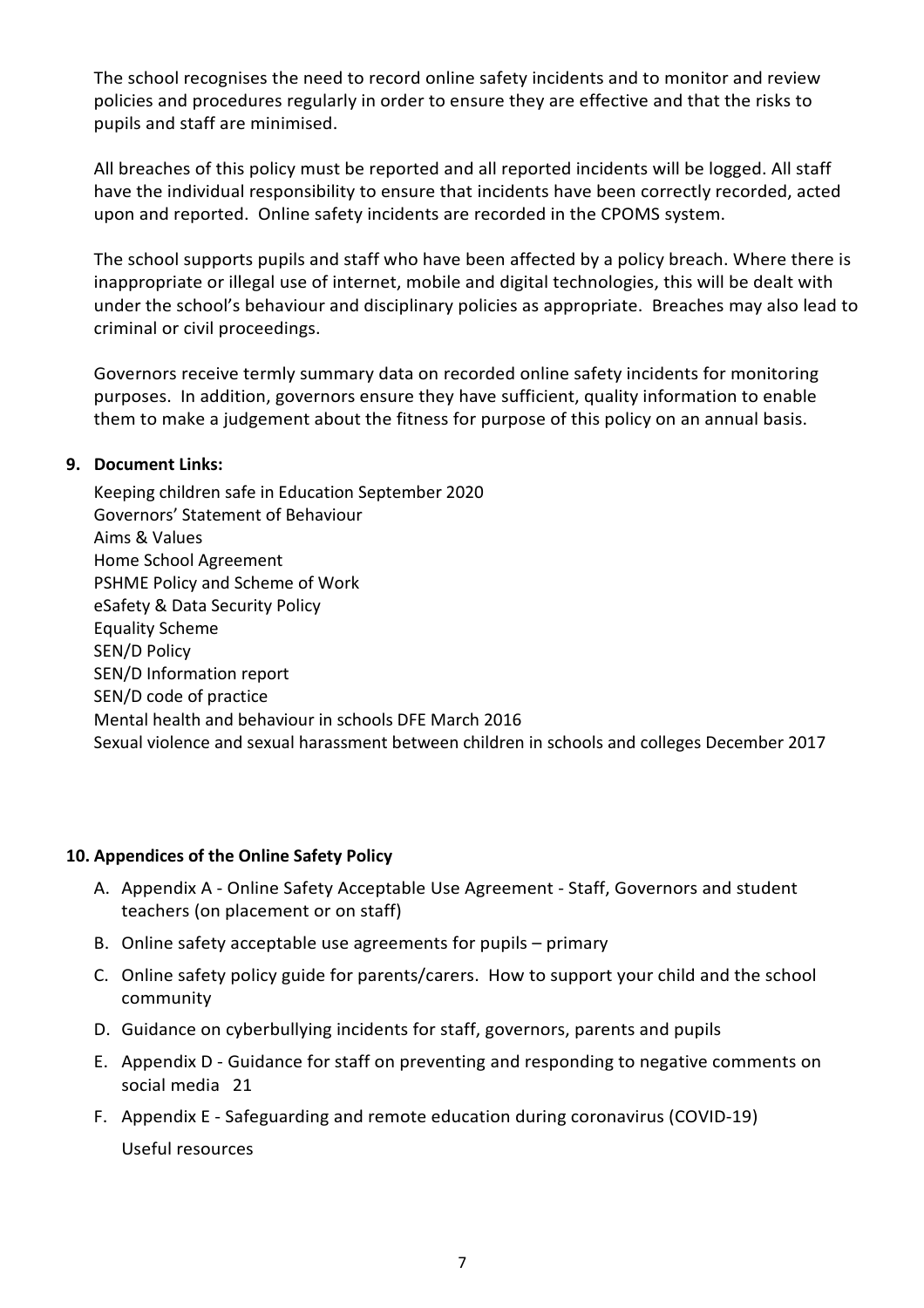The school recognises the need to record online safety incidents and to monitor and review policies and procedures regularly in order to ensure they are effective and that the risks to pupils and staff are minimised.

All breaches of this policy must be reported and all reported incidents will be logged. All staff have the individual responsibility to ensure that incidents have been correctly recorded, acted upon and reported. Online safety incidents are recorded in the CPOMS system.

The school supports pupils and staff who have been affected by a policy breach. Where there is inappropriate or illegal use of internet, mobile and digital technologies, this will be dealt with under the school's behaviour and disciplinary policies as appropriate. Breaches may also lead to criminal or civil proceedings.

Governors receive termly summary data on recorded online safety incidents for monitoring purposes. In addition, governors ensure they have sufficient, quality information to enable them to make a judgement about the fitness for purpose of this policy on an annual basis.

**9. Document Links:**

Keeping children safe in Education September 2020
Governors' Statement of Behaviour
Aims & Values
Home School Agreement
PSHME Policy and Scheme of Work
eSafety & Data Security Policy
Equality Scheme
SEN/D Policy
SEN/D Information report
SEN/D code of practice
Mental health and behaviour in schools DFE March 2016
Sexual violence and sexual harassment between children in schools and colleges December 2017

**10. Appendices of the Online Safety Policy**

A. Appendix A - Online Safety Acceptable Use Agreement - Staff, Governors and student teachers (on placement or on staff)
B. Online safety acceptable use agreements for pupils – primary
C. Online safety policy guide for parents/carers. How to support your child and the school community
D. Guidance on cyberbullying incidents for staff, governors, parents and pupils
E. Appendix D - Guidance for staff on preventing and responding to negative comments on social media 21
F. Appendix E - Safeguarding and remote education during coronavirus (COVID-19)

   Useful resources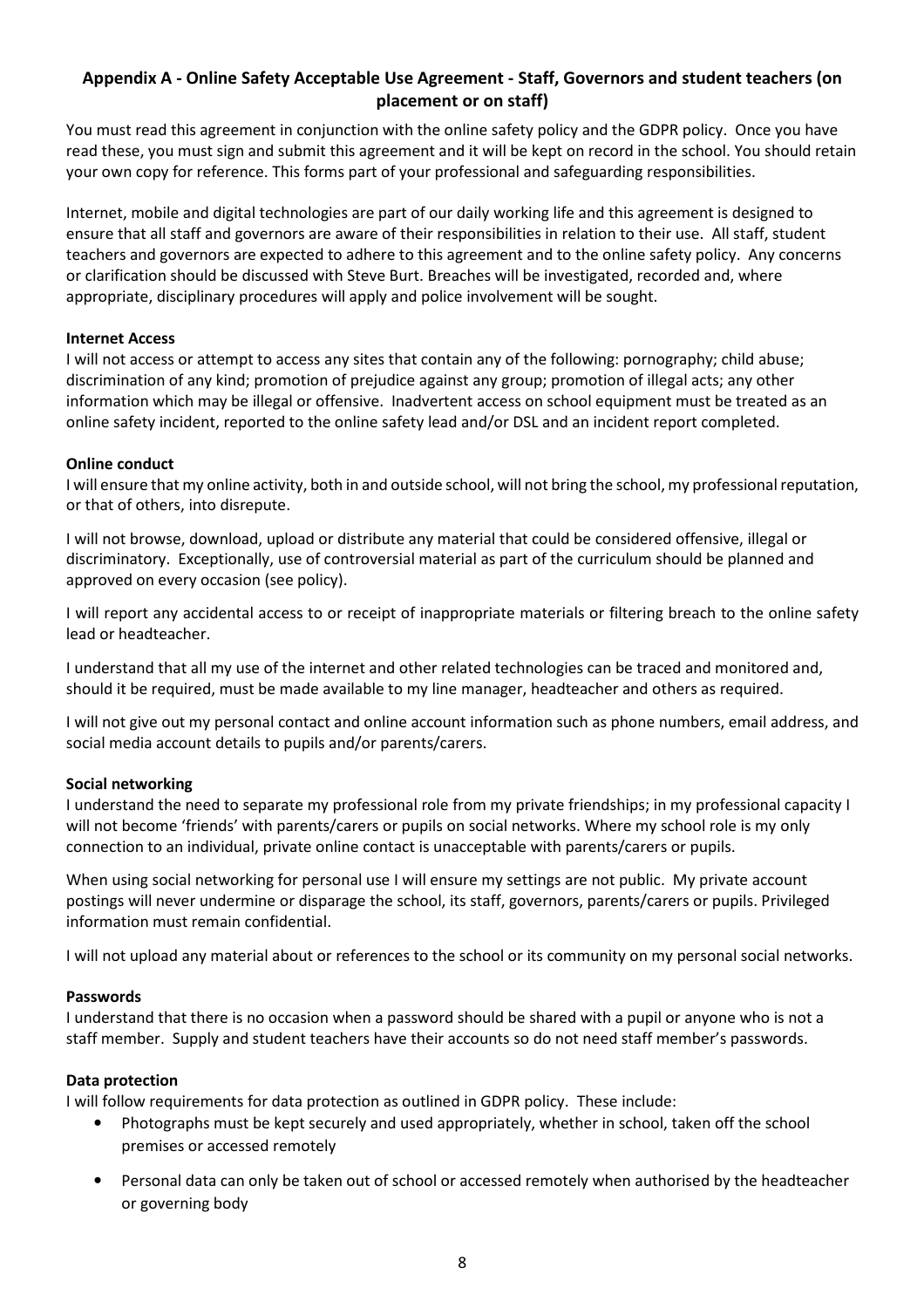## Appendix A - Online Safety Acceptable Use Agreement - Staff, Governors and student teachers (on placement or on staff)

You must read this agreement in conjunction with the online safety policy and the GDPR policy. Once you have read these, you must sign and submit this agreement and it will be kept on record in the school. You should retain your own copy for reference. This forms part of your professional and safeguarding responsibilities.

Internet, mobile and digital technologies are part of our daily working life and this agreement is designed to ensure that all staff and governors are aware of their responsibilities in relation to their use. All staff, student teachers and governors are expected to adhere to this agreement and to the online safety policy. Any concerns or clarification should be discussed with Steve Burt. Breaches will be investigated, recorded and, where appropriate, disciplinary procedures will apply and police involvement will be sought.

**Internet Access**

I will not access or attempt to access any sites that contain any of the following: pornography; child abuse; discrimination of any kind; promotion of prejudice against any group; promotion of illegal acts; any other information which may be illegal or offensive. Inadvertent access on school equipment must be treated as an online safety incident, reported to the online safety lead and/or DSL and an incident report completed.

**Online conduct**

I will ensure that my online activity, both in and outside school, will not bring the school, my professional reputation, or that of others, into disrepute.

I will not browse, download, upload or distribute any material that could be considered offensive, illegal or discriminatory. Exceptionally, use of controversial material as part of the curriculum should be planned and approved on every occasion (see policy).

I will report any accidental access to or receipt of inappropriate materials or filtering breach to the online safety lead or headteacher.

I understand that all my use of the internet and other related technologies can be traced and monitored and, should it be required, must be made available to my line manager, headteacher and others as required.

I will not give out my personal contact and online account information such as phone numbers, email address, and social media account details to pupils and/or parents/carers.

**Social networking**

I understand the need to separate my professional role from my private friendships; in my professional capacity I will not become 'friends' with parents/carers or pupils on social networks. Where my school role is my only connection to an individual, private online contact is unacceptable with parents/carers or pupils.

When using social networking for personal use I will ensure my settings are not public. My private account postings will never undermine or disparage the school, its staff, governors, parents/carers or pupils. Privileged information must remain confidential.

I will not upload any material about or references to the school or its community on my personal social networks.

**Passwords**

I understand that there is no occasion when a password should be shared with a pupil or anyone who is not a staff member. Supply and student teachers have their accounts so do not need staff member's passwords.

**Data protection**

I will follow requirements for data protection as outlined in GDPR policy. These include:

- Photographs must be kept securely and used appropriately, whether in school, taken off the school premises or accessed remotely
- Personal data can only be taken out of school or accessed remotely when authorised by the headteacher or governing body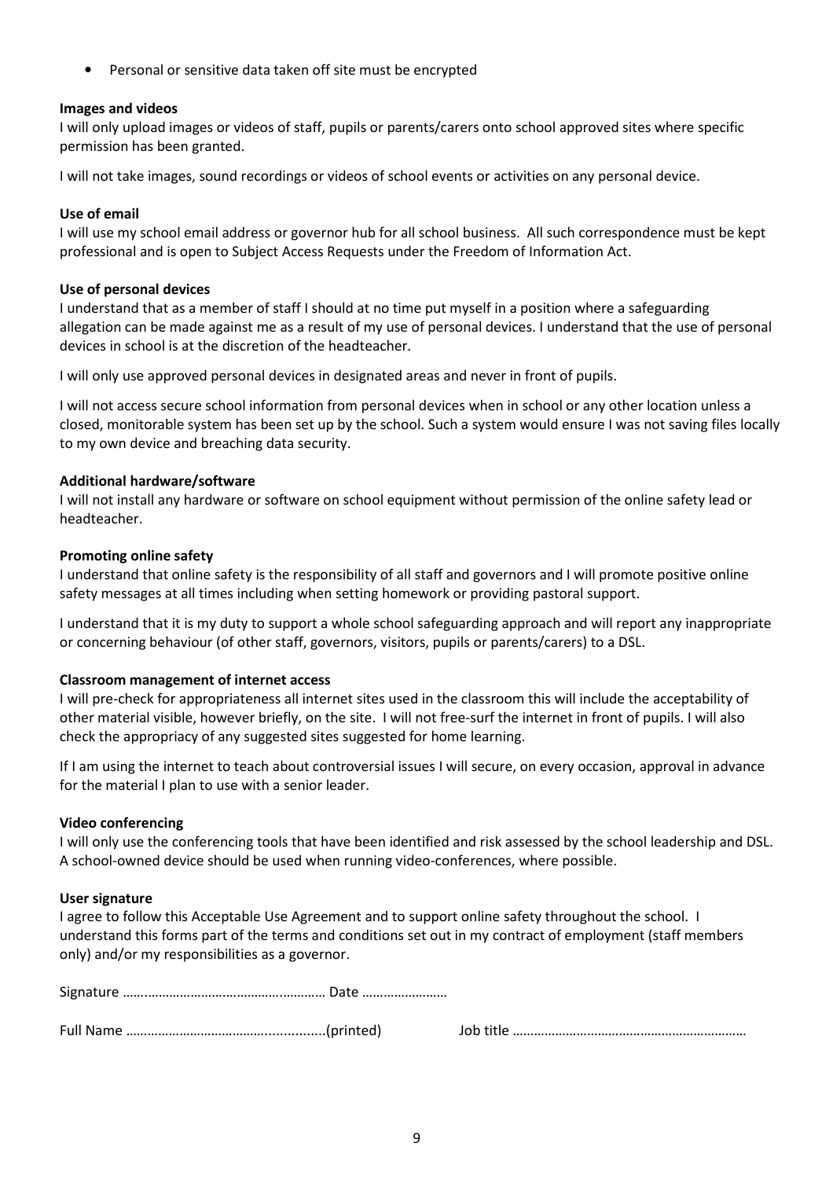- Personal or sensitive data taken off site must be encrypted

**Images and videos**

I will only upload images or videos of staff, pupils or parents/carers onto school approved sites where specific permission has been granted.

I will not take images, sound recordings or videos of school events or activities on any personal device.

**Use of email**

I will use my school email address or governor hub for all school business. All such correspondence must be kept professional and is open to Subject Access Requests under the Freedom of Information Act.

**Use of personal devices**

I understand that as a member of staff I should at no time put myself in a position where a safeguarding allegation can be made against me as a result of my use of personal devices. I understand that the use of personal devices in school is at the discretion of the headteacher.

I will only use approved personal devices in designated areas and never in front of pupils.

I will not access secure school information from personal devices when in school or any other location unless a closed, monitorable system has been set up by the school. Such a system would ensure I was not saving files locally to my own device and breaching data security.

**Additional hardware/software**

I will not install any hardware or software on school equipment without permission of the online safety lead or headteacher.

**Promoting online safety**

I understand that online safety is the responsibility of all staff and governors and I will promote positive online safety messages at all times including when setting homework or providing pastoral support.

I understand that it is my duty to support a whole school safeguarding approach and will report any inappropriate or concerning behaviour (of other staff, governors, visitors, pupils or parents/carers) to a DSL.

**Classroom management of internet access**

I will pre-check for appropriateness all internet sites used in the classroom this will include the acceptability of other material visible, however briefly, on the site. I will not free-surf the internet in front of pupils. I will also check the appropriacy of any suggested sites suggested for home learning.

If I am using the internet to teach about controversial issues I will secure, on every occasion, approval in advance for the material I plan to use with a senior leader.

**Video conferencing**

I will only use the conferencing tools that have been identified and risk assessed by the school leadership and DSL. A school-owned device should be used when running video-conferences, where possible.

**User signature**

I agree to follow this Acceptable Use Agreement and to support online safety throughout the school. I understand this forms part of the terms and conditions set out in my contract of employment (staff members only) and/or my responsibilities as a governor.

Signature …………………………………………………… Date ……………………

Full Name ………………………………………..............(printed) Job title …………………………………………………………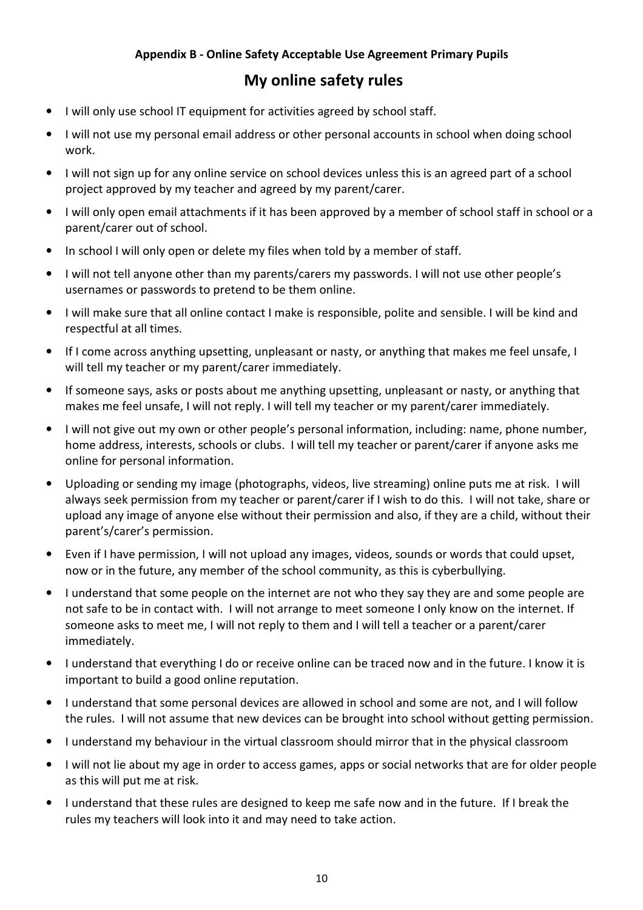**Appendix B - Online Safety Acceptable Use Agreement Primary Pupils**

## My online safety rules

- I will only use school IT equipment for activities agreed by school staff.
- I will not use my personal email address or other personal accounts in school when doing school work.
- I will not sign up for any online service on school devices unless this is an agreed part of a school project approved by my teacher and agreed by my parent/carer.
- I will only open email attachments if it has been approved by a member of school staff in school or a parent/carer out of school.
- In school I will only open or delete my files when told by a member of staff.
- I will not tell anyone other than my parents/carers my passwords. I will not use other people's usernames or passwords to pretend to be them online.
- I will make sure that all online contact I make is responsible, polite and sensible. I will be kind and respectful at all times.
- If I come across anything upsetting, unpleasant or nasty, or anything that makes me feel unsafe, I will tell my teacher or my parent/carer immediately.
- If someone says, asks or posts about me anything upsetting, unpleasant or nasty, or anything that makes me feel unsafe, I will not reply. I will tell my teacher or my parent/carer immediately.
- I will not give out my own or other people's personal information, including: name, phone number, home address, interests, schools or clubs. I will tell my teacher or parent/carer if anyone asks me online for personal information.
- Uploading or sending my image (photographs, videos, live streaming) online puts me at risk. I will always seek permission from my teacher or parent/carer if I wish to do this. I will not take, share or upload any image of anyone else without their permission and also, if they are a child, without their parent's/carer's permission.
- Even if I have permission, I will not upload any images, videos, sounds or words that could upset, now or in the future, any member of the school community, as this is cyberbullying.
- I understand that some people on the internet are not who they say they are and some people are not safe to be in contact with. I will not arrange to meet someone I only know on the internet. If someone asks to meet me, I will not reply to them and I will tell a teacher or a parent/carer immediately.
- I understand that everything I do or receive online can be traced now and in the future. I know it is important to build a good online reputation.
- I understand that some personal devices are allowed in school and some are not, and I will follow the rules. I will not assume that new devices can be brought into school without getting permission.
- I understand my behaviour in the virtual classroom should mirror that in the physical classroom
- I will not lie about my age in order to access games, apps or social networks that are for older people as this will put me at risk.
- I understand that these rules are designed to keep me safe now and in the future. If I break the rules my teachers will look into it and may need to take action.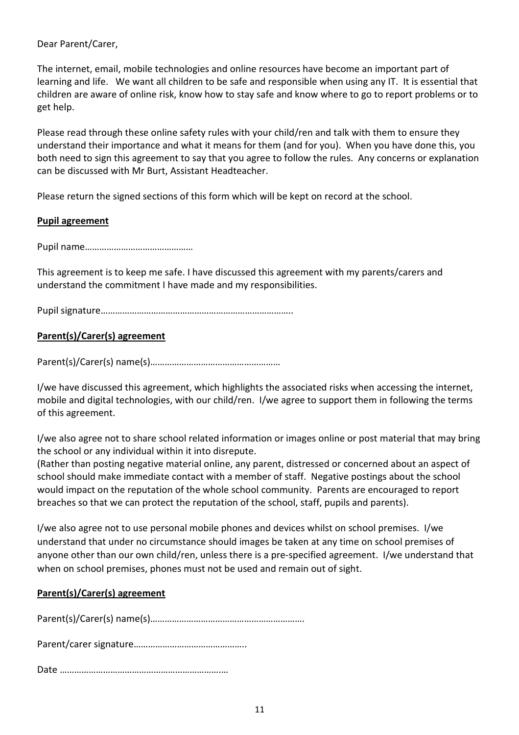Dear Parent/Carer,

The internet, email, mobile technologies and online resources have become an important part of learning and life. We want all children to be safe and responsible when using any IT. It is essential that children are aware of online risk, know how to stay safe and know where to go to report problems or to get help.

Please read through these online safety rules with your child/ren and talk with them to ensure they understand their importance and what it means for them (and for you). When you have done this, you both need to sign this agreement to say that you agree to follow the rules. Any concerns or explanation can be discussed with Mr Burt, Assistant Headteacher.

Please return the signed sections of this form which will be kept on record at the school.

**Pupil agreement**

Pupil name………………………………………

This agreement is to keep me safe. I have discussed this agreement with my parents/carers and understand the commitment I have made and my responsibilities.

Pupil signature……………………………………………………………………..

**Parent(s)/Carer(s) agreement**

Parent(s)/Carer(s) name(s)………………………………………………

I/we have discussed this agreement, which highlights the associated risks when accessing the internet, mobile and digital technologies, with our child/ren. I/we agree to support them in following the terms of this agreement.

I/we also agree not to share school related information or images online or post material that may bring the school or any individual within it into disrepute.
(Rather than posting negative material online, any parent, distressed or concerned about an aspect of school should make immediate contact with a member of staff. Negative postings about the school would impact on the reputation of the whole school community. Parents are encouraged to report breaches so that we can protect the reputation of the school, staff, pupils and parents).

I/we also agree not to use personal mobile phones and devices whilst on school premises. I/we understand that under no circumstance should images be taken at any time on school premises of anyone other than our own child/ren, unless there is a pre-specified agreement. I/we understand that when on school premises, phones must not be used and remain out of sight.

**Parent(s)/Carer(s) agreement**

Parent(s)/Carer(s) name(s)……………………………………………………….

Parent/carer signature………………………………………..

Date ……………………………………………………………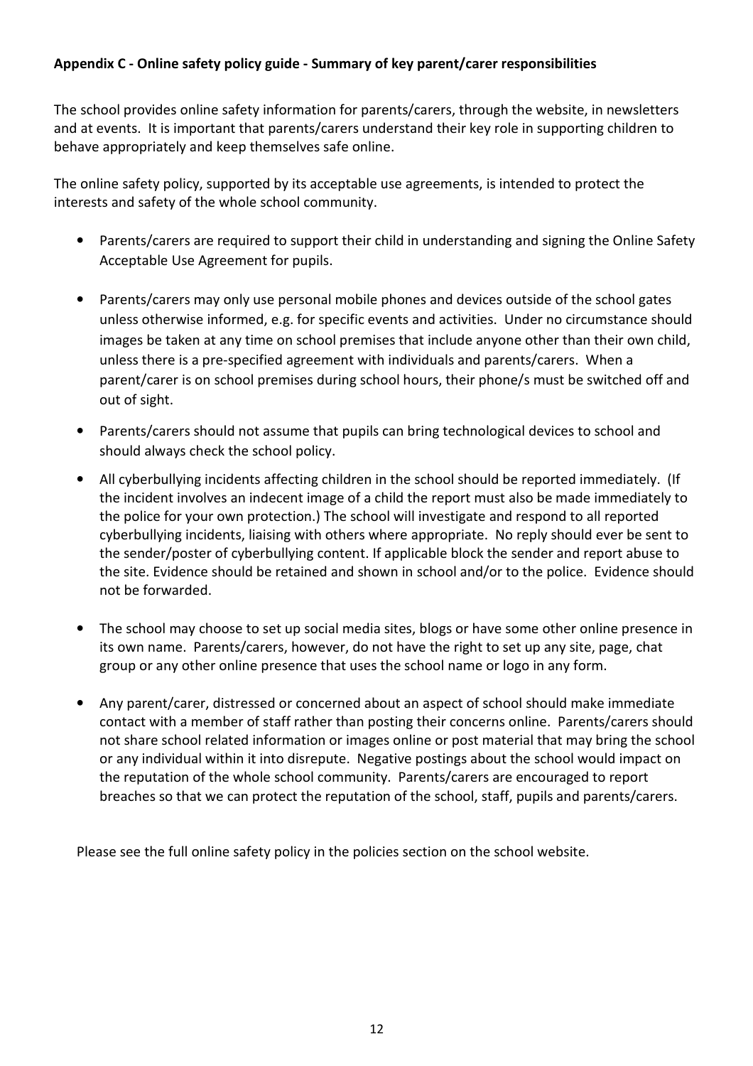**Appendix C - Online safety policy guide - Summary of key parent/carer responsibilities**

The school provides online safety information for parents/carers, through the website, in newsletters and at events. It is important that parents/carers understand their key role in supporting children to behave appropriately and keep themselves safe online.

The online safety policy, supported by its acceptable use agreements, is intended to protect the interests and safety of the whole school community.

- Parents/carers are required to support their child in understanding and signing the Online Safety Acceptable Use Agreement for pupils.
- Parents/carers may only use personal mobile phones and devices outside of the school gates unless otherwise informed, e.g. for specific events and activities. Under no circumstance should images be taken at any time on school premises that include anyone other than their own child, unless there is a pre-specified agreement with individuals and parents/carers. When a parent/carer is on school premises during school hours, their phone/s must be switched off and out of sight.
- Parents/carers should not assume that pupils can bring technological devices to school and should always check the school policy.
- All cyberbullying incidents affecting children in the school should be reported immediately. (If the incident involves an indecent image of a child the report must also be made immediately to the police for your own protection.) The school will investigate and respond to all reported cyberbullying incidents, liaising with others where appropriate. No reply should ever be sent to the sender/poster of cyberbullying content. If applicable block the sender and report abuse to the site. Evidence should be retained and shown in school and/or to the police. Evidence should not be forwarded.
- The school may choose to set up social media sites, blogs or have some other online presence in its own name. Parents/carers, however, do not have the right to set up any site, page, chat group or any other online presence that uses the school name or logo in any form.
- Any parent/carer, distressed or concerned about an aspect of school should make immediate contact with a member of staff rather than posting their concerns online. Parents/carers should not share school related information or images online or post material that may bring the school or any individual within it into disrepute. Negative postings about the school would impact on the reputation of the whole school community. Parents/carers are encouraged to report breaches so that we can protect the reputation of the school, staff, pupils and parents/carers.

Please see the full online safety policy in the policies section on the school website.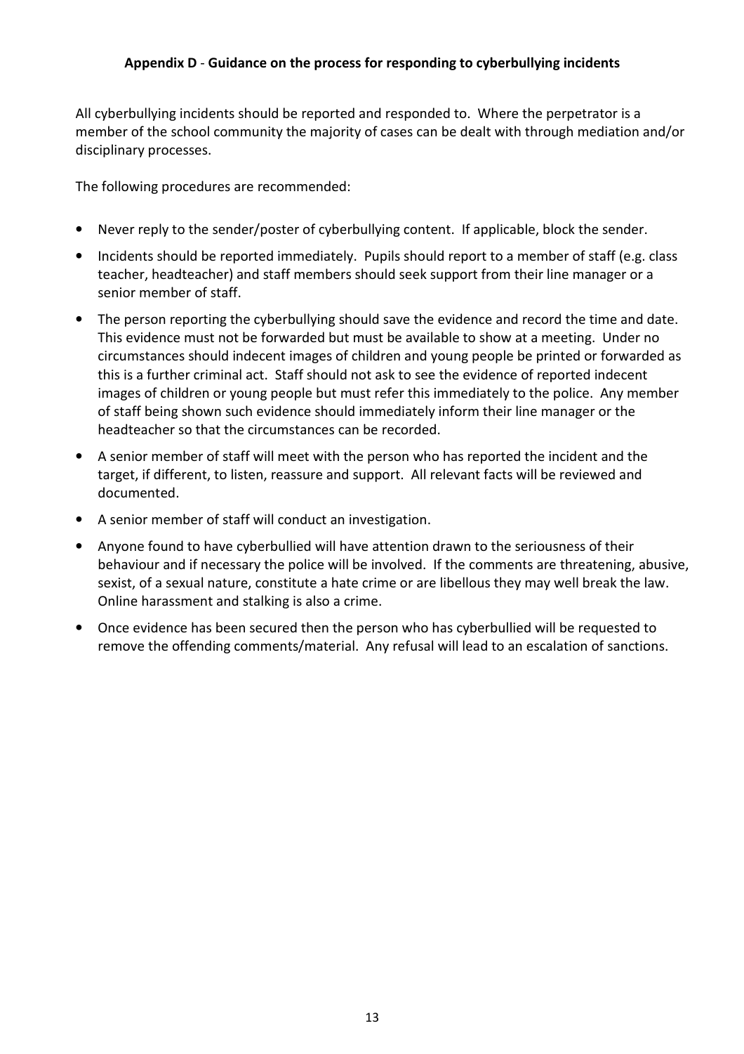## Appendix D - Guidance on the process for responding to cyberbullying incidents

All cyberbullying incidents should be reported and responded to. Where the perpetrator is a member of the school community the majority of cases can be dealt with through mediation and/or disciplinary processes.

The following procedures are recommended:

- Never reply to the sender/poster of cyberbullying content. If applicable, block the sender.
- Incidents should be reported immediately. Pupils should report to a member of staff (e.g. class teacher, headteacher) and staff members should seek support from their line manager or a senior member of staff.
- The person reporting the cyberbullying should save the evidence and record the time and date. This evidence must not be forwarded but must be available to show at a meeting. Under no circumstances should indecent images of children and young people be printed or forwarded as this is a further criminal act. Staff should not ask to see the evidence of reported indecent images of children or young people but must refer this immediately to the police. Any member of staff being shown such evidence should immediately inform their line manager or the headteacher so that the circumstances can be recorded.
- A senior member of staff will meet with the person who has reported the incident and the target, if different, to listen, reassure and support. All relevant facts will be reviewed and documented.
- A senior member of staff will conduct an investigation.
- Anyone found to have cyberbullied will have attention drawn to the seriousness of their behaviour and if necessary the police will be involved. If the comments are threatening, abusive, sexist, of a sexual nature, constitute a hate crime or are libellous they may well break the law. Online harassment and stalking is also a crime.
- Once evidence has been secured then the person who has cyberbullied will be requested to remove the offending comments/material. Any refusal will lead to an escalation of sanctions.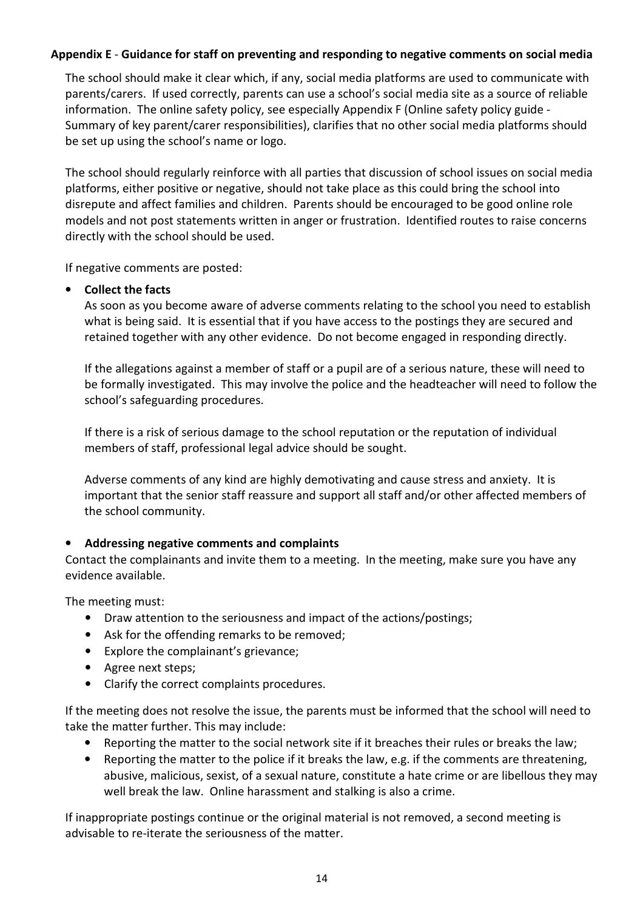**Appendix E** - **Guidance for staff on preventing and responding to negative comments on social media**

The school should make it clear which, if any, social media platforms are used to communicate with parents/carers. If used correctly, parents can use a school's social media site as a source of reliable information. The online safety policy, see especially Appendix F (Online safety policy guide - Summary of key parent/carer responsibilities), clarifies that no other social media platforms should be set up using the school's name or logo.

The school should regularly reinforce with all parties that discussion of school issues on social media platforms, either positive or negative, should not take place as this could bring the school into disrepute and affect families and children. Parents should be encouraged to be good online role models and not post statements written in anger or frustration. Identified routes to raise concerns directly with the school should be used.

If negative comments are posted:

- **Collect the facts**

  As soon as you become aware of adverse comments relating to the school you need to establish what is being said. It is essential that if you have access to the postings they are secured and retained together with any other evidence. Do not become engaged in responding directly.

  If the allegations against a member of staff or a pupil are of a serious nature, these will need to be formally investigated. This may involve the police and the headteacher will need to follow the school's safeguarding procedures.

  If there is a risk of serious damage to the school reputation or the reputation of individual members of staff, professional legal advice should be sought.

  Adverse comments of any kind are highly demotivating and cause stress and anxiety. It is important that the senior staff reassure and support all staff and/or other affected members of the school community.

- **Addressing negative comments and complaints**

Contact the complainants and invite them to a meeting. In the meeting, make sure you have any evidence available.

The meeting must:

- Draw attention to the seriousness and impact of the actions/postings;
- Ask for the offending remarks to be removed;
- Explore the complainant's grievance;
- Agree next steps;
- Clarify the correct complaints procedures.

If the meeting does not resolve the issue, the parents must be informed that the school will need to take the matter further. This may include:

- Reporting the matter to the social network site if it breaches their rules or breaks the law;
- Reporting the matter to the police if it breaks the law, e.g. if the comments are threatening, abusive, malicious, sexist, of a sexual nature, constitute a hate crime or are libellous they may well break the law. Online harassment and stalking is also a crime.

If inappropriate postings continue or the original material is not removed, a second meeting is advisable to re-iterate the seriousness of the matter.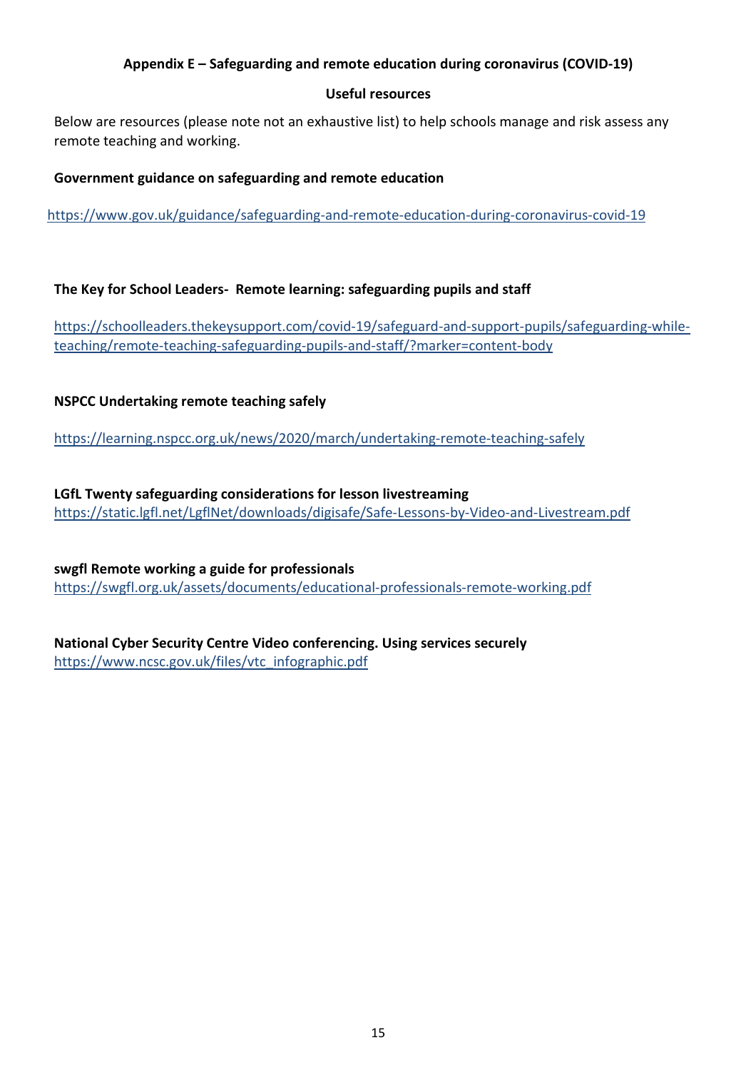## Appendix E – Safeguarding and remote education during coronavirus (COVID-19)

### Useful resources

Below are resources (please note not an exhaustive list) to help schools manage and risk assess any remote teaching and working.

**Government guidance on safeguarding and remote education**

https://www.gov.uk/guidance/safeguarding-and-remote-education-during-coronavirus-covid-19

**The Key for School Leaders- Remote learning: safeguarding pupils and staff**

https://schoolleaders.thekeysupport.com/covid-19/safeguard-and-support-pupils/safeguarding-while-teaching/remote-teaching-safeguarding-pupils-and-staff/?marker=content-body

**NSPCC Undertaking remote teaching safely**

https://learning.nspcc.org.uk/news/2020/march/undertaking-remote-teaching-safely

**LGfL Twenty safeguarding considerations for lesson livestreaming**
https://static.lgfl.net/LgflNet/downloads/digisafe/Safe-Lessons-by-Video-and-Livestream.pdf

**swgfl Remote working a guide for professionals**
https://swgfl.org.uk/assets/documents/educational-professionals-remote-working.pdf

**National Cyber Security Centre Video conferencing. Using services securely**
https://www.ncsc.gov.uk/files/vtc_infographic.pdf